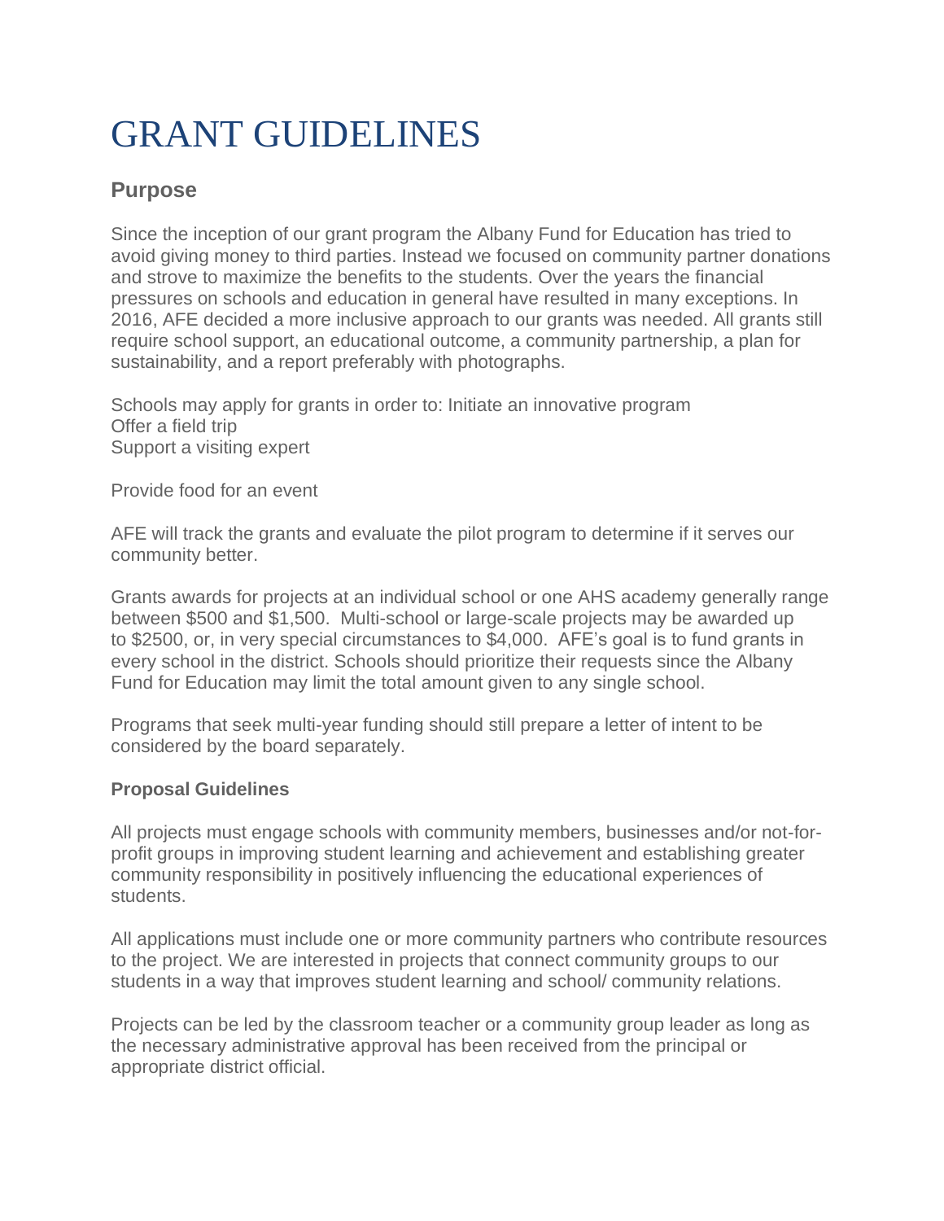# GRANT GUIDELINES

## Purpose

Since the inception of our grant program the Albany Fund for Education has tried to avoid giving money to third parties. Instead we focused on community partner donations and strove to maximize the benefits to the students. Over the years the financial pressures on schools and education in general have resulted in many exceptions. In 2016, AFE decided a more inclusive approach to our grants was needed. All grants still require school support, an educational outcome, a community partnership, a plan for sustainability, and a report preferably with photographs.

Schools may apply for grants in order to: Initiate an innovative program
Offer a field trip
Support a visiting expert

Provide food for an event

AFE will track the grants and evaluate the pilot program to determine if it serves our community better.

Grants awards for projects at an individual school or one AHS academy generally range between $500 and $1,500. Multi-school or large-scale projects may be awarded up to $2500, or, in very special circumstances to $4,000. AFE's goal is to fund grants in every school in the district. Schools should prioritize their requests since the Albany Fund for Education may limit the total amount given to any single school.

Programs that seek multi-year funding should still prepare a letter of intent to be considered by the board separately.

### Proposal Guidelines

All projects must engage schools with community members, businesses and/or not-for-profit groups in improving student learning and achievement and establishing greater community responsibility in positively influencing the educational experiences of students.

All applications must include one or more community partners who contribute resources to the project. We are interested in projects that connect community groups to our students in a way that improves student learning and school/ community relations.

Projects can be led by the classroom teacher or a community group leader as long as the necessary administrative approval has been received from the principal or appropriate district official.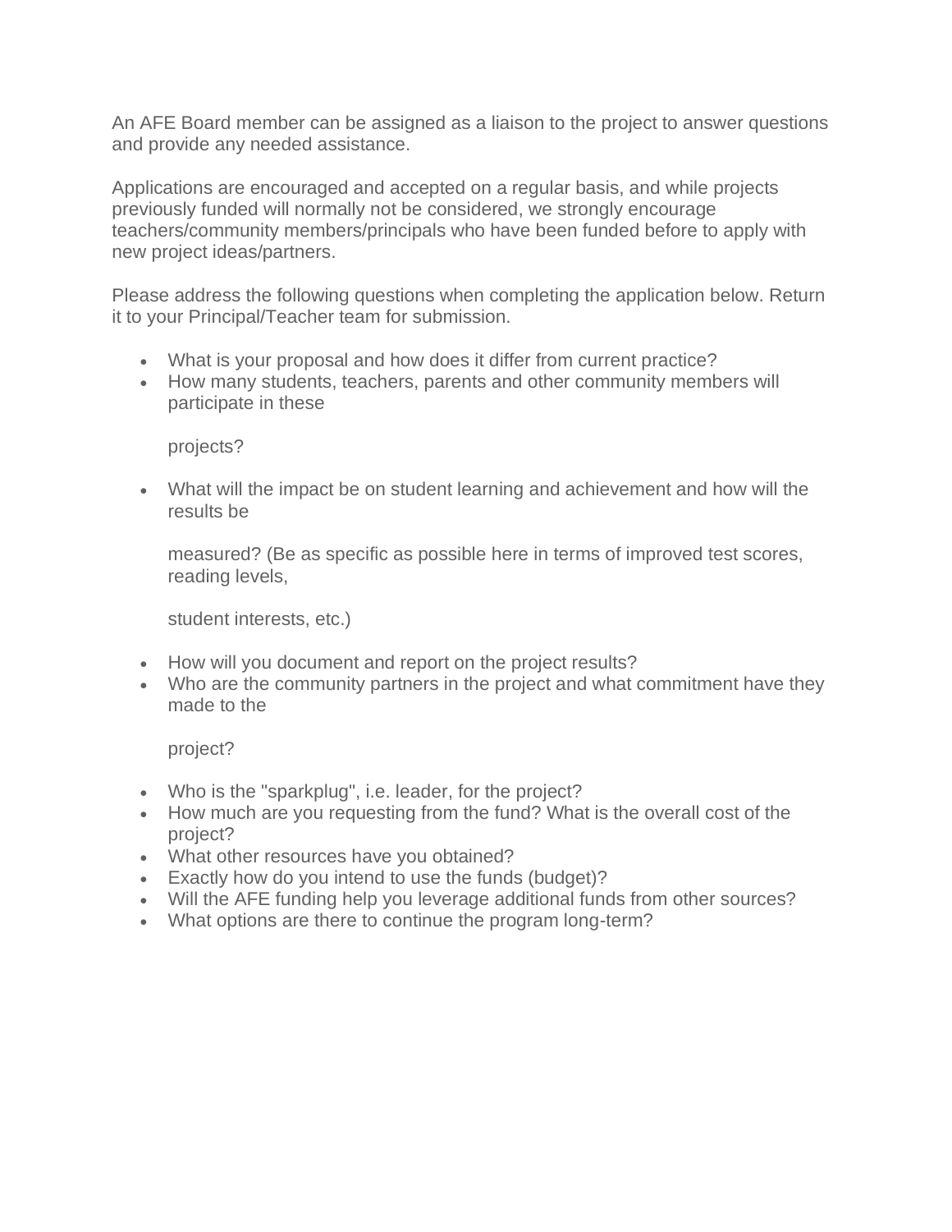An AFE Board member can be assigned as a liaison to the project to answer questions and provide any needed assistance.

Applications are encouraged and accepted on a regular basis, and while projects previously funded will normally not be considered, we strongly encourage teachers/community members/principals who have been funded before to apply with new project ideas/partners.

Please address the following questions when completing the application below. Return it to your Principal/Teacher team for submission.

- What is your proposal and how does it differ from current practice?
- How many students, teachers, parents and other community members will participate in these projects?
- What will the impact be on student learning and achievement and how will the results be measured? (Be as specific as possible here in terms of improved test scores, reading levels, student interests, etc.)
- How will you document and report on the project results?
- Who are the community partners in the project and what commitment have they made to the project?
- Who is the "sparkplug", i.e. leader, for the project?
- How much are you requesting from the fund? What is the overall cost of the project?
- What other resources have you obtained?
- Exactly how do you intend to use the funds (budget)?
- Will the AFE funding help you leverage additional funds from other sources?
- What options are there to continue the program long-term?